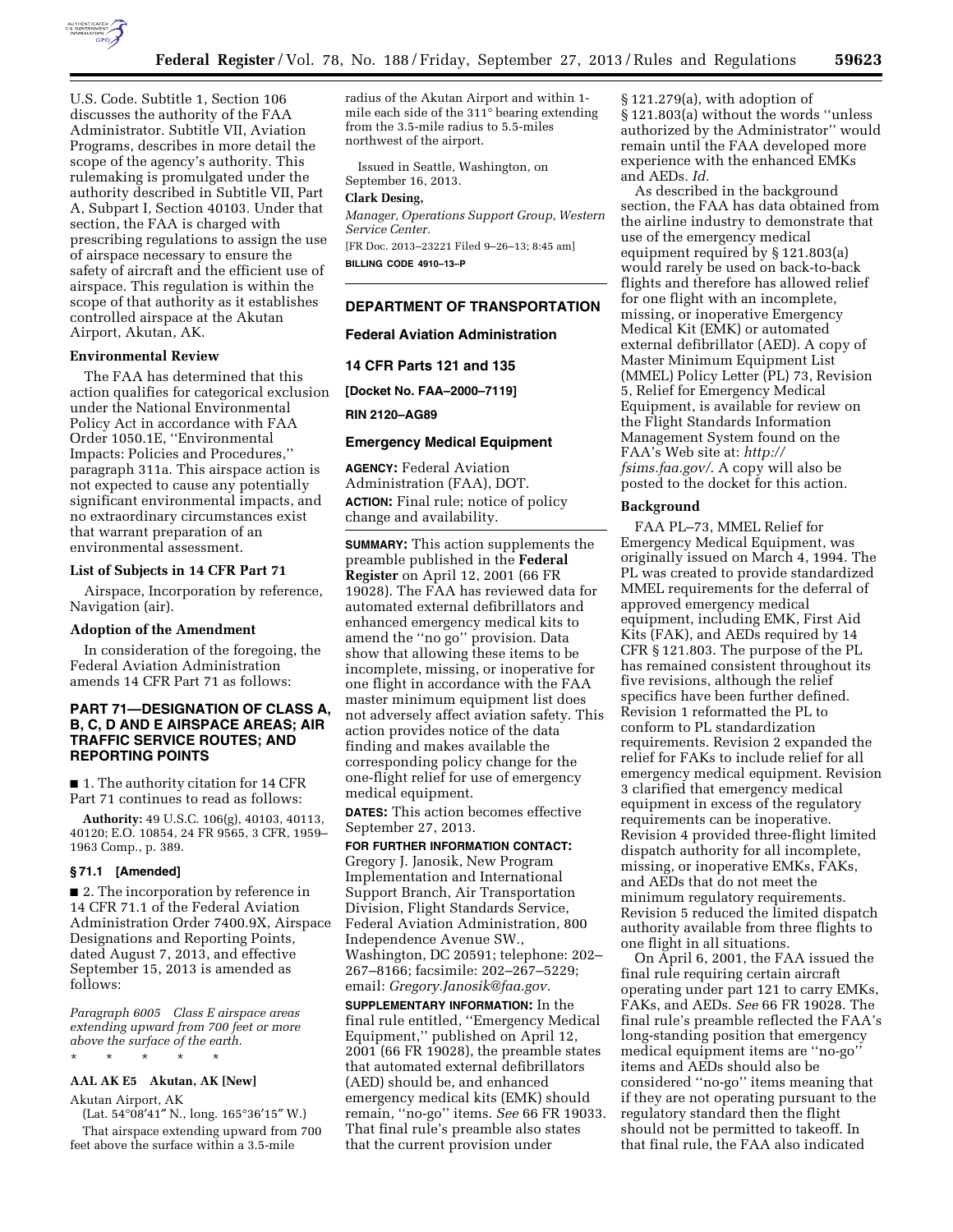U.S. Code. Subtitle 1, Section 106 discusses the authority of the FAA Administrator. Subtitle VII, Aviation Programs, describes in more detail the scope of the agency's authority. This rulemaking is promulgated under the authority described in Subtitle VII, Part A, Subpart I, Section 40103. Under that section, the FAA is charged with prescribing regulations to assign the use of airspace necessary to ensure the safety of aircraft and the efficient use of airspace. This regulation is within the scope of that authority as it establishes controlled airspace at the Akutan Airport, Akutan, AK.

**Environmental Review**

The FAA has determined that this action qualifies for categorical exclusion under the National Environmental Policy Act in accordance with FAA Order 1050.1E, ''Environmental Impacts: Policies and Procedures,'' paragraph 311a. This airspace action is not expected to cause any potentially significant environmental impacts, and no extraordinary circumstances exist that warrant preparation of an environmental assessment.

**List of Subjects in 14 CFR Part 71**

Airspace, Incorporation by reference, Navigation (air).

**Adoption of the Amendment**

In consideration of the foregoing, the Federal Aviation Administration amends 14 CFR Part 71 as follows:

**PART 71—DESIGNATION OF CLASS A, B, C, D AND E AIRSPACE AREAS; AIR TRAFFIC SERVICE ROUTES; AND REPORTING POINTS**

■ 1. The authority citation for 14 CFR Part 71 continues to read as follows:

**Authority:** 49 U.S.C. 106(g), 40103, 40113, 40120; E.O. 10854, 24 FR 9565, 3 CFR, 1959–1963 Comp., p. 389.

**§ 71.1 [Amended]**

■ 2. The incorporation by reference in 14 CFR 71.1 of the Federal Aviation Administration Order 7400.9X, Airspace Designations and Reporting Points, dated August 7, 2013, and effective September 15, 2013 is amended as follows:

*Paragraph 6005 Class E airspace areas extending upward from 700 feet or more above the surface of the earth.*

\* \* \* \* \*

**AAL AK E5 Akutan, AK [New]**

Akutan Airport, AK

(Lat. 54°08′41″ N., long. 165°36′15″ W.)

That airspace extending upward from 700 feet above the surface within a 3.5-mile radius of the Akutan Airport and within 1-mile each side of the 311° bearing extending from the 3.5-mile radius to 5.5-miles northwest of the airport.

Issued in Seattle, Washington, on September 16, 2013.

**Clark Desing,**

*Manager, Operations Support Group, Western Service Center.*

[FR Doc. 2013–23221 Filed 9–26–13; 8:45 am]

**BILLING CODE 4910–13–P**

---

## DEPARTMENT OF TRANSPORTATION

### Federal Aviation Administration

**14 CFR Parts 121 and 135**

**[Docket No. FAA–2000–7119]**

**RIN 2120–AG89**

### Emergency Medical Equipment

**AGENCY:** Federal Aviation Administration (FAA), DOT.

**ACTION:** Final rule; notice of policy change and availability.

**SUMMARY:** This action supplements the preamble published in the **Federal Register** on April 12, 2001 (66 FR 19028). The FAA has reviewed data for automated external defibrillators and enhanced emergency medical kits to amend the ''no go'' provision. Data show that allowing these items to be incomplete, missing, or inoperative for one flight in accordance with the FAA master minimum equipment list does not adversely affect aviation safety. This action provides notice of the data finding and makes available the corresponding policy change for the one-flight relief for use of emergency medical equipment.

**DATES:** This action becomes effective September 27, 2013.

**FOR FURTHER INFORMATION CONTACT:** Gregory J. Janosik, New Program Implementation and International Support Branch, Air Transportation Division, Flight Standards Service, Federal Aviation Administration, 800 Independence Avenue SW., Washington, DC 20591; telephone: 202–267–8166; facsimile: 202–267–5229; email: *Gregory.Janosik@faa.gov.*

**SUPPLEMENTARY INFORMATION:** In the final rule entitled, ''Emergency Medical Equipment,'' published on April 12, 2001 (66 FR 19028), the preamble states that automated external defibrillators (AED) should be, and enhanced emergency medical kits (EMK) should remain, ''no-go'' items. *See* 66 FR 19033. That final rule's preamble also states that the current provision under § 121.279(a), with adoption of § 121.803(a) without the words ''unless authorized by the Administrator'' would remain until the FAA developed more experience with the enhanced EMKs and AEDs. *Id.*

As described in the background section, the FAA has data obtained from the airline industry to demonstrate that use of the emergency medical equipment required by § 121.803(a) would rarely be used on back-to-back flights and therefore has allowed relief for one flight with an incomplete, missing, or inoperative Emergency Medical Kit (EMK) or automated external defibrillator (AED). A copy of Master Minimum Equipment List (MMEL) Policy Letter (PL) 73, Revision 5, Relief for Emergency Medical Equipment, is available for review on the Flight Standards Information Management System found on the FAA's Web site at: *http://fsims.faa.gov/*. A copy will also be posted to the docket for this action.

**Background**

FAA PL–73, MMEL Relief for Emergency Medical Equipment, was originally issued on March 4, 1994. The PL was created to provide standardized MMEL requirements for the deferral of approved emergency medical equipment, including EMK, First Aid Kits (FAK), and AEDs required by 14 CFR § 121.803. The purpose of the PL has remained consistent throughout its five revisions, although the relief specifics have been further defined. Revision 1 reformatted the PL to conform to PL standardization requirements. Revision 2 expanded the relief for FAKs to include relief for all emergency medical equipment. Revision 3 clarified that emergency medical equipment in excess of the regulatory requirements can be inoperative. Revision 4 provided three-flight limited dispatch authority for all incomplete, missing, or inoperative EMKs, FAKs, and AEDs that do not meet the minimum regulatory requirements. Revision 5 reduced the limited dispatch authority available from three flights to one flight in all situations.

On April 6, 2001, the FAA issued the final rule requiring certain aircraft operating under part 121 to carry EMKs, FAKs, and AEDs. *See* 66 FR 19028. The final rule's preamble reflected the FAA's long-standing position that emergency medical equipment items are ''no-go'' items and AEDs should also be considered ''no-go'' items meaning that if they are not operating pursuant to the regulatory standard then the flight should not be permitted to takeoff. In that final rule, the FAA also indicated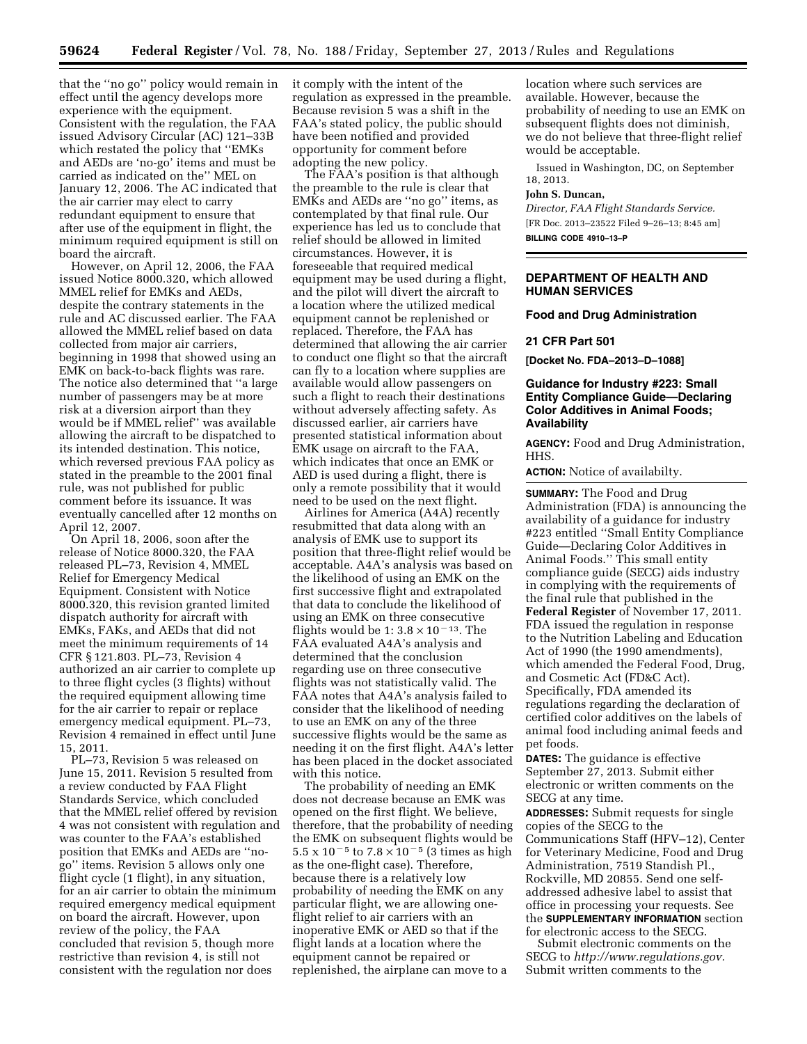that the ''no go'' policy would remain in effect until the agency develops more experience with the equipment. Consistent with the regulation, the FAA issued Advisory Circular (AC) 121–33B which restated the policy that ''EMKs and AEDs are 'no-go' items and must be carried as indicated on the'' MEL on January 12, 2006. The AC indicated that the air carrier may elect to carry redundant equipment to ensure that after use of the equipment in flight, the minimum required equipment is still on board the aircraft.

However, on April 12, 2006, the FAA issued Notice 8000.320, which allowed MMEL relief for EMKs and AEDs, despite the contrary statements in the rule and AC discussed earlier. The FAA allowed the MMEL relief based on data collected from major air carriers, beginning in 1998 that showed using an EMK on back-to-back flights was rare. The notice also determined that ''a large number of passengers may be at more risk at a diversion airport than they would be if MMEL relief'' was available allowing the aircraft to be dispatched to its intended destination. This notice, which reversed previous FAA policy as stated in the preamble to the 2001 final rule, was not published for public comment before its issuance. It was eventually cancelled after 12 months on April 12, 2007.

On April 18, 2006, soon after the release of Notice 8000.320, the FAA released PL–73, Revision 4, MMEL Relief for Emergency Medical Equipment. Consistent with Notice 8000.320, this revision granted limited dispatch authority for aircraft with EMKs, FAKs, and AEDs that did not meet the minimum requirements of 14 CFR § 121.803. PL–73, Revision 4 authorized an air carrier to complete up to three flight cycles (3 flights) without the required equipment allowing time for the air carrier to repair or replace emergency medical equipment. PL–73, Revision 4 remained in effect until June 15, 2011.

PL–73, Revision 5 was released on June 15, 2011. Revision 5 resulted from a review conducted by FAA Flight Standards Service, which concluded that the MMEL relief offered by revision 4 was not consistent with regulation and was counter to the FAA's established position that EMKs and AEDs are ''no-go'' items. Revision 5 allows only one flight cycle (1 flight), in any situation, for an air carrier to obtain the minimum required emergency medical equipment on board the aircraft. However, upon review of the policy, the FAA concluded that revision 5, though more restrictive than revision 4, is still not consistent with the regulation nor does it comply with the intent of the regulation as expressed in the preamble. Because revision 5 was a shift in the FAA's stated policy, the public should have been notified and provided opportunity for comment before adopting the new policy.

The FAA's position is that although the preamble to the rule is clear that EMKs and AEDs are ''no go'' items, as contemplated by that final rule. Our experience has led us to conclude that relief should be allowed in limited circumstances. However, it is foreseeable that required medical equipment may be used during a flight, and the pilot will divert the aircraft to a location where the utilized medical equipment cannot be replenished or replaced. Therefore, the FAA has determined that allowing the air carrier to conduct one flight so that the aircraft can fly to a location where supplies are available would allow passengers on such a flight to reach their destinations without adversely affecting safety. As discussed earlier, air carriers have presented statistical information about EMK usage on aircraft to the FAA, which indicates that once an EMK or AED is used during a flight, there is only a remote possibility that it would need to be used on the next flight.

Airlines for America (A4A) recently resubmitted that data along with an analysis of EMK use to support its position that three-flight relief would be acceptable. A4A's analysis was based on the likelihood of using an EMK on the first successive flight and extrapolated that data to conclude the likelihood of using an EMK on three consecutive flights would be 1: $3.8 \times 10^{-13}$. The FAA evaluated A4A's analysis and determined that the conclusion regarding use on three consecutive flights was not statistically valid. The FAA notes that A4A's analysis failed to consider that the likelihood of needing to use an EMK on any of the three successive flights would be the same as needing it on the first flight. A4A's letter has been placed in the docket associated with this notice.

The probability of needing an EMK does not decrease because an EMK was opened on the first flight. We believe, therefore, that the probability of needing the EMK on subsequent flights would be $5.5 \times 10^{-5}$ to $7.8 \times 10^{-5}$ (3 times as high as the one-flight case). Therefore, because there is a relatively low probability of needing the EMK on any particular flight, we are allowing one-flight relief to air carriers with an inoperative EMK or AED so that if the flight lands at a location where the equipment cannot be repaired or replenished, the airplane can move to a location where such services are available. However, because the probability of needing to use an EMK on subsequent flights does not diminish, we do not believe that three-flight relief would be acceptable.

Issued in Washington, DC, on September 18, 2013.

**John S. Duncan,**

*Director, FAA Flight Standards Service.*

[FR Doc. 2013–23522 Filed 9–26–13; 8:45 am]

**BILLING CODE 4910–13–P**

---

## DEPARTMENT OF HEALTH AND HUMAN SERVICES

### Food and Drug Administration

### 21 CFR Part 501

**[Docket No. FDA–2013–D–1088]**

### Guidance for Industry #223: Small Entity Compliance Guide—Declaring Color Additives in Animal Foods; Availability

**AGENCY:** Food and Drug Administration, HHS.

**ACTION:** Notice of availabilty.

**SUMMARY:** The Food and Drug Administration (FDA) is announcing the availability of a guidance for industry #223 entitled ''Small Entity Compliance Guide—Declaring Color Additives in Animal Foods.'' This small entity compliance guide (SECG) aids industry in complying with the requirements of the final rule that published in the **Federal Register** of November 17, 2011. FDA issued the regulation in response to the Nutrition Labeling and Education Act of 1990 (the 1990 amendments), which amended the Federal Food, Drug, and Cosmetic Act (FD&C Act). Specifically, FDA amended its regulations regarding the declaration of certified color additives on the labels of animal food including animal feeds and pet foods.

**DATES:** The guidance is effective September 27, 2013. Submit either electronic or written comments on the SECG at any time.

**ADDRESSES:** Submit requests for single copies of the SECG to the Communications Staff (HFV–12), Center for Veterinary Medicine, Food and Drug Administration, 7519 Standish Pl., Rockville, MD 20855. Send one self-addressed adhesive label to assist that office in processing your requests. See the **SUPPLEMENTARY INFORMATION** section for electronic access to the SECG.

Submit electronic comments on the SECG to *http://www.regulations.gov.* Submit written comments to the